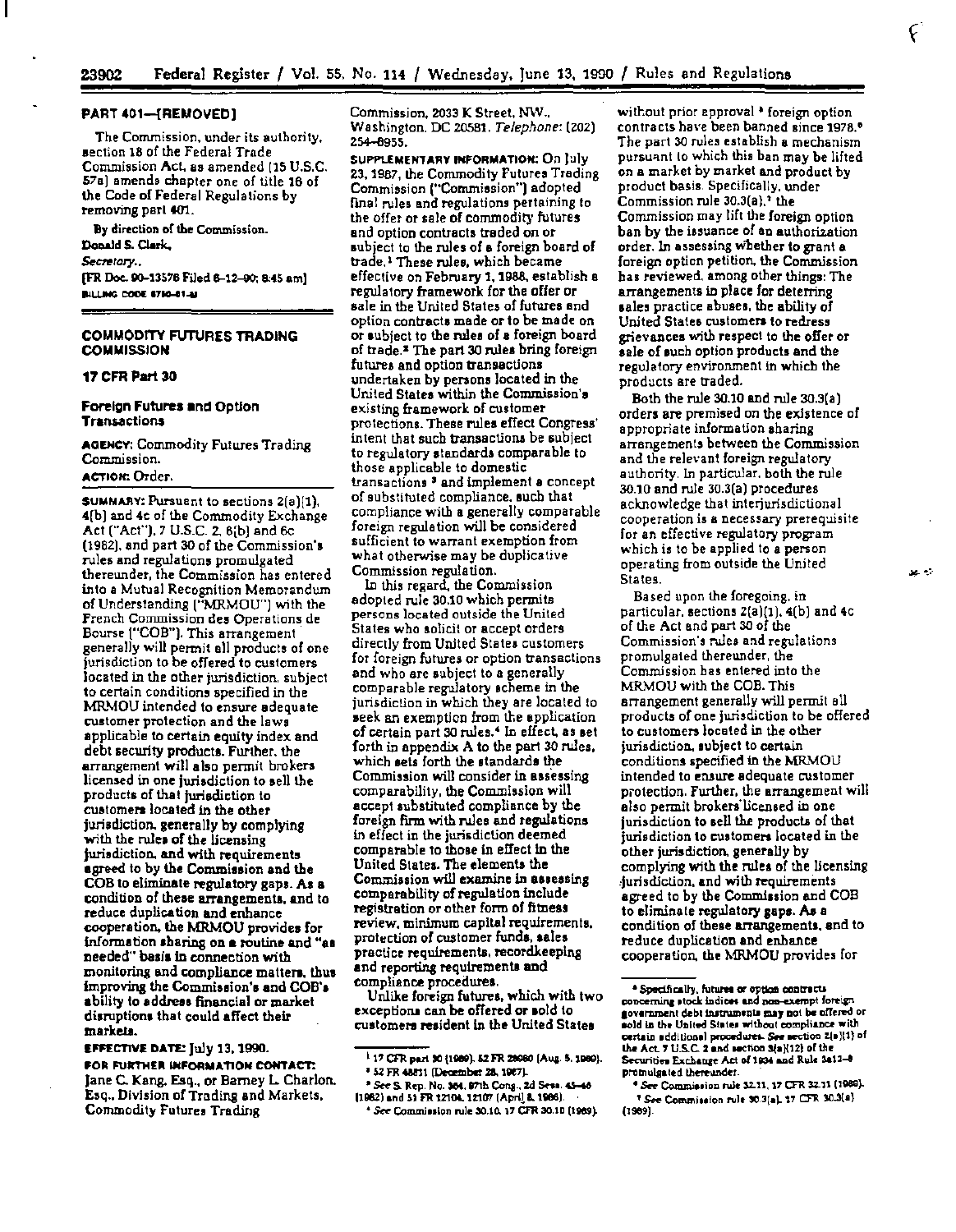## PART 401—[REMOVED]

The Commission, under its authority, section 18 of the Federal Trade Commission Act, as amended (15 U.S.C. 57a) amends chapter one of title 16 of the Code of Federal Regulations by removing part 401.

By direction of the Commission.

Donald S. Clark,

*Secretary.*

[FR Doc. 90-13576 Filed 6-12-90; 8:45 am]

BILLING CODE 6750-01-M

---

## COMMODITY FUTURES TRADING COMMISSION

### 17 CFR Part 30

### Foreign Futures and Option Transactions

**AGENCY:** Commodity Futures Trading Commission.

**ACTION:** Order.

**SUMMARY:** Pursuant to sections 2(a)(1), 4(b) and 4c of the Commodity Exchange Act ("Act"), 7 U.S.C. 2, 6(b) and 6c (1982), and part 30 of the Commission's rules and regulations promulgated thereunder, the Commission has entered into a Mutual Recognition Memorandum of Understanding ("MRMOU") with the French Commission des Operations de Bourse ("COB"). This arrangement generally will permit all products of one jurisdiction to be offered to customers located in the other jurisdiction, subject to certain conditions specified in the MRMOU intended to ensure adequate customer protection and the laws applicable to certain equity index and debt security products. Further, the arrangement will also permit brokers licensed in one jurisdiction to sell the products of that jurisdiction to customers located in the other jurisdiction, generally by complying with the rules of the licensing jurisdiction, and with requirements agreed to by the Commission and the COB to eliminate regulatory gaps. As a condition of these arrangements, and to reduce duplication and enhance cooperation, the MRMOU provides for information sharing on a routine and "as needed" basis in connection with monitoring and compliance matters, thus improving the Commission's and COB's ability to address financial or market disruptions that could affect their markets.

**EFFECTIVE DATE:** July 13, 1990.

**FOR FURTHER INFORMATION CONTACT:** Jane C. Kang, Esq., or Barney L. Charlon, Esq., Division of Trading and Markets, Commodity Futures Trading Commission, 2033 K Street, NW., Washington, DC 20581. *Telephone:* (202) 254-8955.

**SUPPLEMENTARY INFORMATION:** On July 23, 1987, the Commodity Futures Trading Commission ("Commission") adopted final rules and regulations pertaining to the offer or sale of commodity futures and option contracts traded on or subject to the rules of a foreign board of trade.[1] These rules, which became effective on February 1, 1988, establish a regulatory framework for the offer or sale in the United States of futures and option contracts made or to be made on or subject to the rules of a foreign board of trade.[2] The part 30 rules bring foreign futures and option transactions undertaken by persons located in the United States within the Commission's existing framework of customer protections. These rules effect Congress' intent that such transactions be subject to regulatory standards comparable to those applicable to domestic transactions[3] and implement a concept of substituted compliance, such that compliance with a generally comparable foreign regulation will be considered sufficient to warrant exemption from what otherwise may be duplicative Commission regulation.

In this regard, the Commission adopted rule 30.10 which permits persons located outside the United States who solicit or accept orders directly from United States customers for foreign futures or option transactions and who are subject to a generally comparable regulatory scheme in the jurisdiction in which they are located to seek an exemption from the application of certain part 30 rules.[4] In effect, as set forth in appendix A to the part 30 rules, which sets forth the standards the Commission will consider in assessing comparability, the Commission will accept substituted compliance by the foreign firm with rules and regulations in effect in the jurisdiction deemed comparable to those in effect in the United States. The elements the Commission will examine in assessing comparability of regulation include registration or other form of fitness review, minimum capital requirements, protection of customer funds, sales practice requirements, recordkeeping and reporting requirements and compliance procedures.

Unlike foreign futures, which with two exceptions can be offered or sold to customers resident in the United States without prior approval[5] foreign option contracts have been banned since 1978.[6] The part 30 rules establish a mechanism pursuant to which this ban may be lifted on a market by market and product by product basis. Specifically, under Commission rule 30.3(a),[7] the Commission may lift the foreign option ban by the issuance of an authorization order. In assessing whether to grant a foreign option petition, the Commission has reviewed, among other things: The arrangements in place for deterring sales practice abuses, the ability of United States customers to redress grievances with respect to the offer or sale of such option products and the regulatory environment in which the products are traded.

Both the rule 30.10 and rule 30.3(a) orders are premised on the existence of appropriate information sharing arrangements between the Commission and the relevant foreign regulatory authority. In particular, both the rule 30.10 and rule 30.3(a) procedures acknowledge that interjurisdictional cooperation is a necessary prerequisite for an effective regulatory program which is to be applied to a person operating from outside the United States.

Based upon the foregoing, in particular, sections 2(a)(1), 4(b) and 4c of the Act and part 30 of the Commission's rules and regulations promulgated thereunder, the Commission has entered into the MRMOU with the COB. This arrangement generally will permit all products of one jurisdiction to be offered to customers located in the other jurisdiction, subject to certain conditions specified in the MRMOU intended to ensure adequate customer protection. Further, the arrangement will also permit brokers licensed in one jurisdiction to sell the products of that jurisdiction to customers located in the other jurisdiction, generally by complying with the rules of the licensing jurisdiction, and with requirements agreed to by the Commission and COB to eliminate regulatory gaps. As a condition of these arrangements, and to reduce duplication and enhance cooperation, the MRMOU provides for

---

[1] 17 CFR part 30 (1989). 52 FR 28980 (Aug. 5, 1987).

[2] 52 FR 48811 (December 28, 1987).

[3] *See* S. Rep. No. 384, 97th Cong., 2d Sess. 45-46 (1982) and 51 FR 12104, 12107 (April 8, 1986).

[4] *See* Commission rule 30.10, 17 CFR 30.10 (1989).

[5] Specifically, futures or option contracts concerning stock indices and non-exempt foreign government debt instruments may not be offered or sold in the United States without compliance with certain additional procedures. *See* section 2(a)(1) of the Act, 7 U.S.C. 2 and section 3(a)(12) of the Securities Exchange Act of 1934 and Rule 3a12-8 promulgated thereunder.

[6] *See* Commission rule 32.11, 17 CFR 32.11 (1986).

[7] *See* Commission rule 30.3(a), 17 CFR 30.3(a) (1989).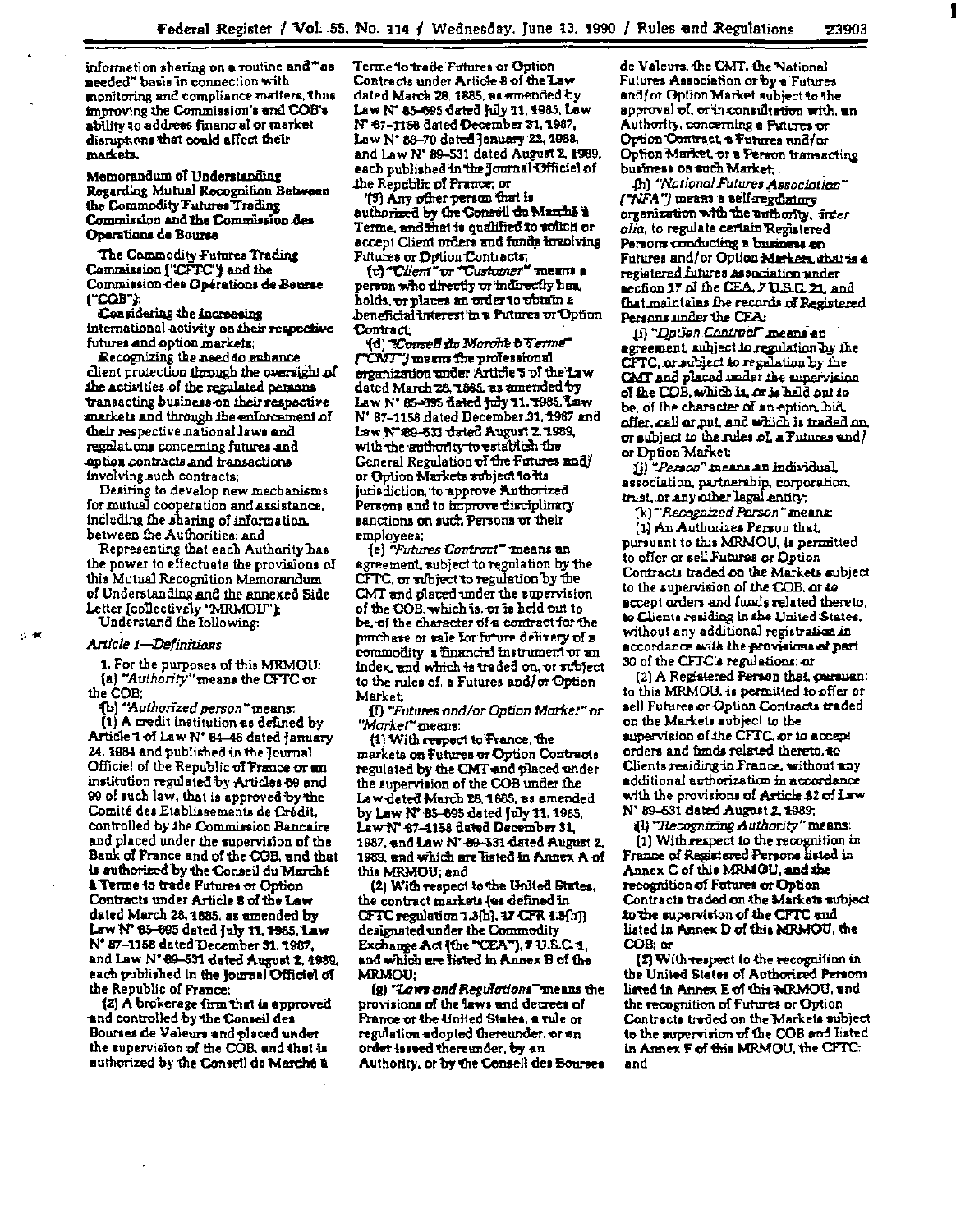information sharing on a routine and "as needed" basis in connection with monitoring and compliance matters, thus improving the Commission's and COB's ability to address financial or market disruptions that could affect their markets.

**Memorandum of Understanding Regarding Mutual Recognition Between the Commodity Futures Trading Commission and the Commission des Operations de Bourse**

The Commodity Futures Trading Commission ("CFTC") and the Commission des Opérations de Bourse ("COB");

Considering the increasing international activity on their respective futures and option markets;

Recognizing the need to enhance client protection through the oversight of the activities of the regulated persons transacting business on their respective markets and through the enforcement of their respective national laws and regulations concerning futures and option contracts and transactions involving such contracts;

Desiring to develop new mechanisms for mutual cooperation and assistance, including the sharing of information, between the Authorities; and

Representing that each Authority has the power to effectuate the provisions of this Mutual Recognition Memorandum of Understanding and the annexed Side Letter [collectively "MRMOU"];

Understand the following:

*Article 1—Definitions*

1. For the purposes of this MRMOU:

(a) *"Authority"* means the CFTC or the COB;

(b) *"Authorized person"* means:

(1) A credit institution as defined by Article 1 of Law N° 84-46 dated January 24, 1984 and published in the Journal Officiel of the Republic of France or an institution regulated by Articles 89 and 99 of such law, that is approved by the Comité des Etablissements de Crédit, controlled by the Commission Bancaire and placed under the supervision of the Bank of France and of the COB, and that is authorized by the Conseil du Marché à Terme to trade Futures or Option Contracts under Article 8 of the Law dated March 28, 1885, as amended by Law N° 85-695 dated July 11, 1985, Law N° 87-1158 dated December 31, 1987, and Law N° 89-531 dated August 2, 1989, each published in the Journal Officiel of the Republic of France;

(2) A brokerage firm that is approved and controlled by the Conseil des Bourses de Valeurs and placed under the supervision of the COB, and that is authorized by the Conseil du Marché à Terme to trade Futures or Option Contracts under Article 8 of the Law dated March 28, 1885, as amended by Law N° 85-695 dated July 11, 1985, Law N° 87-1158 dated December 31, 1987, Law N° 88-70 dated January 22, 1988, and Law N° 89-531 dated August 2, 1989, each published in the Journal Officiel of the Republic of France; or

(3) Any other person that is authorized by the Conseil du Marché à Terme, and that is qualified to solicit or accept Client orders and funds involving Futures or Option Contracts;

(c) *"Client"* or *"Customer"* means a person who directly or indirectly has, holds, or places an order to obtain a beneficial interest in a Futures or Option Contract;

(d) *"Conseil du Marché à Terme"* ("CMT") means the professional organization under Article 5 of the Law dated March 28, 1885, as amended by Law N° 85-695 dated July 11, 1985, Law N° 87-1158 dated December 31, 1987 and Law N° 89-531 dated August 2, 1989, with the authority to establish the General Regulation of the Futures and/or Option Markets subject to its jurisdiction, to approve Authorized Persons and to impose disciplinary sanctions on such Persons or their employees;

(e) *"Futures Contract"* means an agreement, subject to regulation by the CFTC, or subject to regulation by the CMT and placed under the supervision of the COB, which is, or is held out to be, of the character of a contract for the purchase or sale for future delivery of a commodity, a financial instrument or an index, and which is traded on, or subject to the rules of, a Futures and/or Option Market;

(f) *"Futures and/or Option Market"* or *"Market"* means:

(1) With respect to France, the markets on Futures or Option Contracts regulated by the CMT and placed under the supervision of the COB under the Law dated March 28, 1885, as amended by Law N° 85-695 dated July 11, 1985, Law N° 87-1158 dated December 31, 1987, and Law N° 89-531 dated August 2, 1989, and which are listed in Annex A of this MRMOU; and

(2) With respect to the United States, the contract markets (as defined in CFTC regulation 1.3(h), 17 CFR 1.3(h)) designated under the Commodity Exchange Act (the "CEA"), 7 U.S.C. 1, and which are listed in Annex B of the MRMOU;

(g) *"Laws and Regulations"* means the provisions of the laws and decrees of France or the United States, a rule or regulation adopted thereunder, or an order issued thereunder, by an Authority, or by the Conseil des Bourses de Valeurs, the CMT, the National Futures Association or by a Futures and/or Option Market subject to the approval of, or in consultation with, an Authority, concerning a Futures or Option Contract, a Futures and/or Option Market, or a Person transacting business on such Market;

(h) *"National Futures Association"* ("NFA") means a self-regulatory organization with the authority, *inter alia*, to regulate certain Registered Persons conducting a business on Futures and/or Option Markets, that is a registered futures association under section 17 of the CEA, 7 U.S.C. 21, and that maintains the records of Registered Persons under the CEA;

(i) *"Option Contract"* means an agreement, subject to regulation by the CFTC, or subject to regulation by the CMT and placed under the supervision of the COB, which is, or is held out to be, of the character of an option, bid, offer, call or put, and which is traded on, or subject to the rules of, a Futures and/or Option Market;

(j) *"Person"* means an individual, association, partnership, corporation, trust, or any other legal entity;

(k) *"Recognized Person"* means:

(1) An Authorizes Person that, pursuant to this MRMOU, is permitted to offer or sell Futures or Option Contracts traded on the Markets subject to the supervision of the COB, or to accept orders and funds related thereto, to Clients residing in the United States, without any additional registration in accordance with the provisions of part 30 of the CFTC's regulations; or

(2) A Registered Person that, pursuant to this MRMOU, is permitted to offer or sell Futures or Option Contracts traded on the Markets subject to the supervision of the CFTC, or to accept orders and funds related thereto, to Clients residing in France, without any additional authorization in accordance with the provisions of Article 82 of Law N° 89-531 dated August 2, 1989;

(l) *"Recognizing Authority"* means:

(1) With respect to the recognition in France of Registered Persons listed in Annex C of this MRMOU, and the recognition of Futures or Option Contracts traded on the Markets subject to the supervision of the CFTC and listed in Annex D of this MRMOU, the COB; or

(2) With respect to the recognition in the United States of Authorized Persons listed in Annex E of this MRMOU, and the recognition of Futures or Option Contracts traded on the Markets subject to the supervision of the COB and listed in Annex F of this MRMOU, the CFTC; and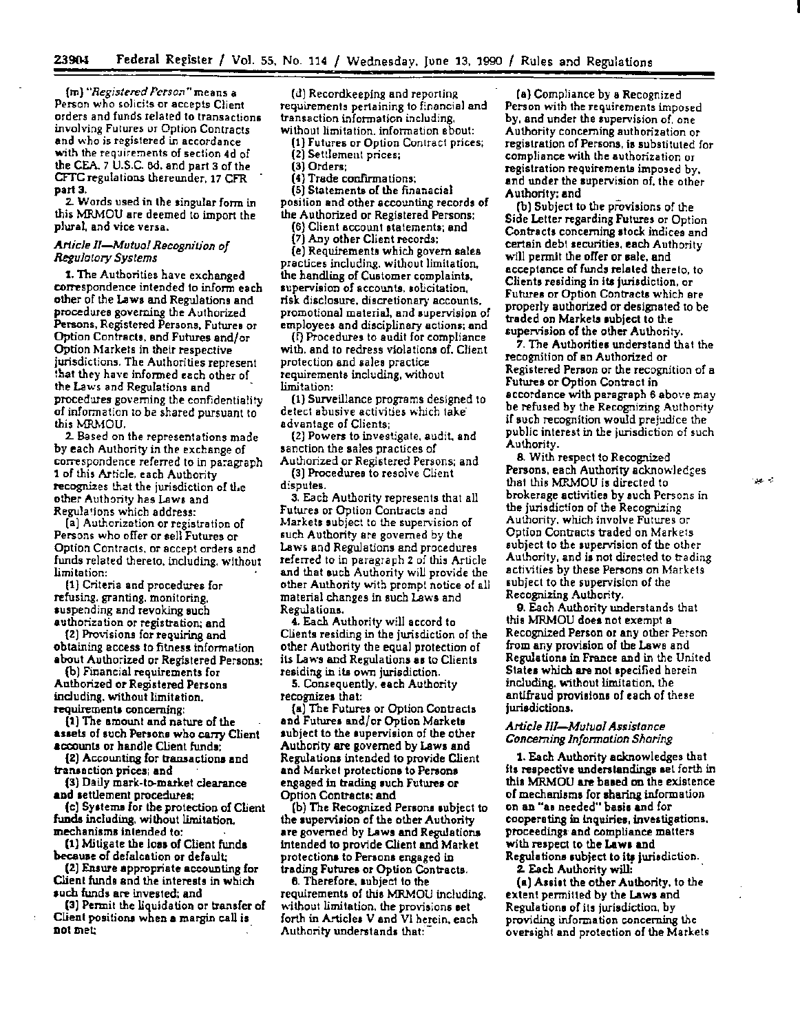(m) *"Registered Person"* means a Person who solicits or accepts Client orders and funds related to transactions involving Futures or Option Contracts and who is registered in accordance with the requirements of section 4d of the CEA, 7 U.S.C. 6d, and part 3 of the CFTC regulations thereunder, 17 CFR part 3.

2. Words used in the singular form in this MRMOU are deemed to import the plural, and vice versa.

### *Article II—Mutual Recognition of Regulatory Systems*

1. The Authorities have exchanged correspondence intended to inform each other of the Laws and Regulations and procedures governing the Authorized Persons, Registered Persons, Futures or Option Contracts, and Futures and/or Option Markets in their respective jurisdictions. The Authorities represent that they have informed each other of the Laws and Regulations and procedures governing the confidentiality of information to be shared pursuant to this MRMOU.

2. Based on the representations made by each Authority in the exchange of correspondence referred to in paragraph 1 of this Article, each Authority recognizes that the jurisdiction of the other Authority has Laws and Regulations which address:

(a) Authorization or registration of Persons who offer or sell Futures or Option Contracts, or accept orders and funds related thereto, including, without limitation:

(1) Criteria and procedures for refusing, granting, monitoring, suspending and revoking such authorization or registration; and

(2) Provisions for requiring and obtaining access to fitness information about Authorized or Registered Persons;

(b) Financial requirements for Authorized or Registered Persons including, without limitation, requirements concerning:

(1) The amount and nature of the assets of such Persons who carry Client accounts or handle Client funds;

(2) Accounting for transactions and transaction prices; and

(3) Daily mark-to-market clearance and settlement procedures;

(c) Systems for the protection of Client funds including, without limitation, mechanisms intended to:

(1) Mitigate the loss of Client funds because of defalcation or default;

(2) Ensure appropriate accounting for Client funds and the interests in which such funds are invested; and

(3) Permit the liquidation or transfer of Client positions when a margin call is not met;

(d) Recordkeeping and reporting requirements pertaining to financial and transaction information including, without limitation, information about:

(1) Futures or Option Contract prices;

(2) Settlement prices;

(3) Orders;

(4) Trade confirmations;

(5) Statements of the finanacial position and other accounting records of the Authorized or Registered Persons;

(6) Client account statements; and

(7) Any other Client records;

(e) Requirements which govern sales practices including, without limitation, the handling of Customer complaints, supervision of accounts, solicitation, risk disclosure, discretionary accounts, promotional material, and supervision of employees and disciplinary actions; and

(f) Procedures to audit for compliance with, and to redress violations of, Client protection and sales practice requirements including, without limitation:

(1) Surveillance programs designed to detect abusive activities which take advantage of Clients;

(2) Powers to investigate, audit, and sanction the sales practices of Authorized or Registered Persons; and

(3) Procedures to resolve Client disputes.

3. Each Authority represents that all Futures or Option Contracts and Markets subject to the supervision of such Authority are governed by the Laws and Regulations and procedures referred to in paragraph 2 of this Article and that such Authority will provide the other Authority with prompt notice of all material changes in such Laws and Regulations.

4. Each Authority will accord to Clients residing in the jurisdiction of the other Authority the equal protection of its Laws and Regulations as to Clients residing in its own jurisdiction.

5. Consequently, each Authority recognizes that:

(a) The Futures or Option Contracts and Futures and/or Option Markets subject to the supervision of the other Authority are governed by Laws and Regulations intended to provide Client and Market protections to Persons engaged in trading such Futures or Option Contracts; and

(b) The Recognized Persons subject to the supervision of the other Authority are governed by Laws and Regulations intended to provide Client and Market protections to Persons engaged in trading Futures or Option Contracts.

6. Therefore, subject to the requirements of this MRMOU including, without limitation, the provisions set forth in Articles V and VI herein, each Authority understands that:

(a) Compliance by a Recognized Person with the requirements imposed by, and under the supervision of, one Authority concerning authorization or registration of Persons, is substituted for compliance with the authorization or registration requirements imposed by, and under the supervision of, the other Authority; and

(b) Subject to the provisions of the Side Letter regarding Futures or Option Contracts concerning stock indices and certain debt securities, each Authority will permit the offer or sale, and acceptance of funds related thereto, to Clients residing in its jurisdiction, or Futures or Option Contracts which are properly authorized or designated to be traded on Markets subject to the supervision of the other Authority.

7. The Authorities understand that the recognition of an Authorized or Registered Person or the recognition of a Futures or Option Contract in accordance with paragraph 6 above may be refused by the Recognizing Authority if such recognition would prejudice the public interest in the jurisdiction of such Authority.

8. With respect to Recognized Persons, each Authority acknowledges that this MRMOU is directed to brokerage activities by such Persons in the jurisdiction of the Recognizing Authority, which involve Futures or Option Contracts traded on Markets subject to the supervision of the other Authority, and is not directed to trading activities by these Persons on Markets subject to the supervision of the Recognizing Authority.

9. Each Authority understands that this MRMOU does not exempt a Recognized Person or any other Person from any provision of the Laws and Regulations in France and in the United States which are not specified herein including, without limitation, the antifraud provisions of each of these jurisdictions.

### *Article III—Mutual Assistance Concerning Information Sharing*

1. Each Authority acknowledges that its respective understandings set forth in this MRMOU are based on the existence of mechanisms for sharing information on an "as needed" basis and for cooperating in inquiries, investigations, proceedings and compliance matters with respect to the Laws and Regulations subject to its jurisdiction.

2. Each Authority will:

(a) Assist the other Authority, to the extent permitted by the Laws and Regulations of its jurisdiction, by providing information concerning the oversight and protection of the Markets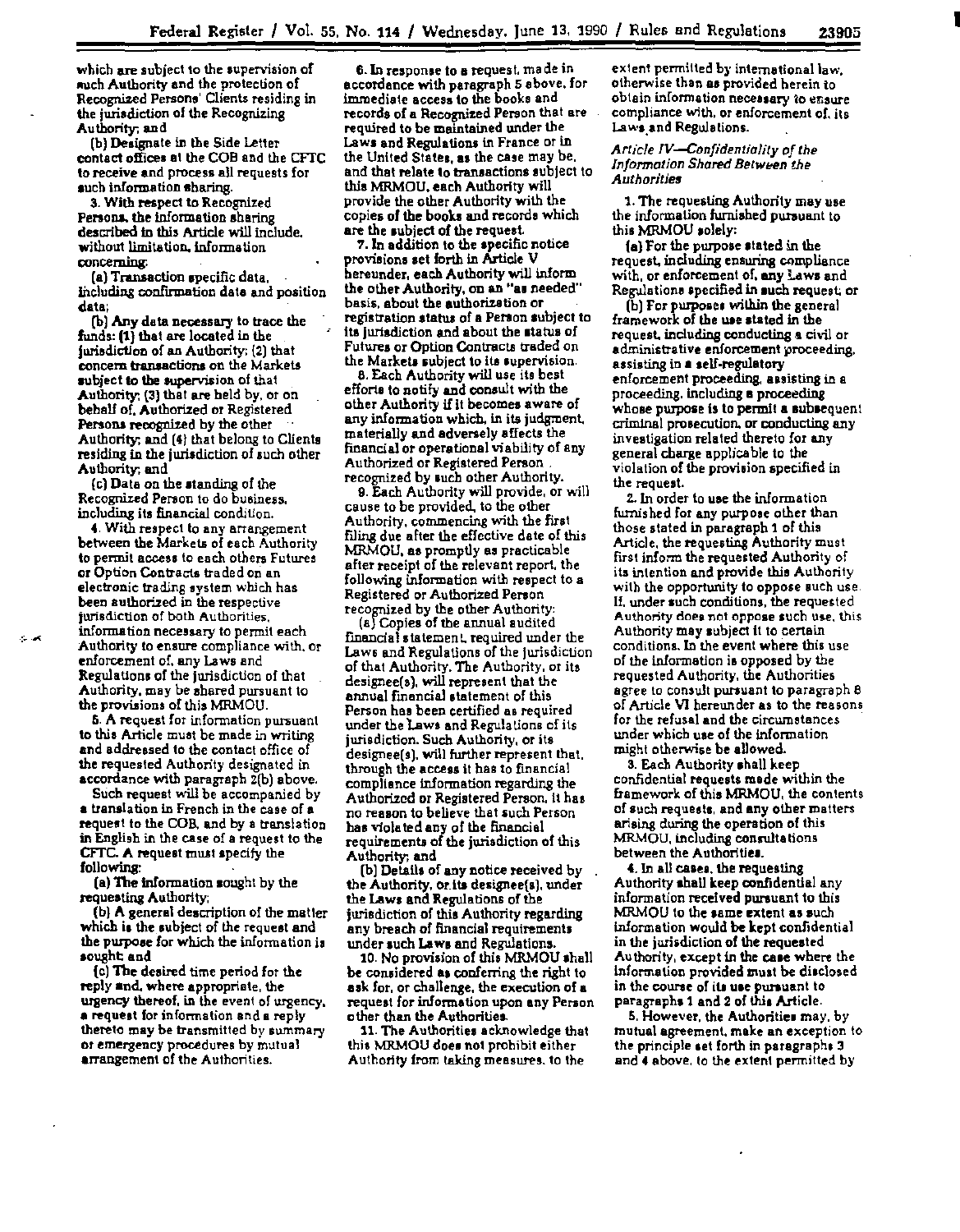which are subject to the supervision of such Authority and the protection of Recognized Persons' Clients residing in the jurisdiction of the Recognizing Authority; and

(b) Designate in the Side Letter contact offices at the COB and the CFTC to receive and process all requests for such information sharing.

3. With respect to Recognized Persons, the information sharing described in this Article will include, without limitation, information concerning:

(a) Transaction specific data, including confirmation data and position data;

(b) Any data necessary to trace the funds: (1) that are located in the jurisdiction of an Authority; (2) that concern transactions on the Markets subject to the supervision of that Authority; (3) that are held by, or on behalf of, Authorized or Registered Persons recognized by the other Authority; and (4) that belong to Clients residing in the jurisdiction of such other Authority; and

(c) Data on the standing of the Recognized Person to do business, including its financial condition.

4. With respect to any arrangement between the Markets of each Authority to permit access to each others Futures or Option Contracts traded on an electronic trading system which has been authorized in the respective jurisdiction of both Authorities, information necessary to permit each Authority to ensure compliance with, or enforcement of, any Laws and Regulations of the jurisdiction of that Authority, may be shared pursuant to the provisions of this MRMOU.

5. A request for information pursuant to this Article must be made in writing and addressed to the contact office of the requested Authority designated in accordance with paragraph 2(b) above.

Such request will be accompanied by a translation in French in the case of a request to the COB, and by a translation in English in the case of a request to the CFTC. A request must specify the following:

(a) The information sought by the requesting Authority;

(b) A general description of the matter which is the subject of the request and the purpose for which the information is sought; and

(c) The desired time period for the reply and, where appropriate, the urgency thereof, in the event of urgency, a request for information and a reply thereto may be transmitted by summary or emergency procedures by mutual arrangement of the Authorities.

6. In response to a request, made in accordance with paragraph 5 above, for immediate access to the books and records of a Recognized Person that are required to be maintained under the Laws and Regulations in France or in the United States, as the case may be, and that relate to transactions subject to this MRMOU, each Authority will provide the other Authority with the copies of the books and records which are the subject of the request.

7. In addition to the specific notice provisions set forth in Article V hereunder, each Authority will inform the other Authority, on an "as needed" basis, about the authorization or registration status of a Person subject to its jurisdiction and about the status of Futures or Option Contracts traded on the Markets subject to its supervision.

8. Each Authority will use its best efforts to notify and consult with the other Authority if it becomes aware of any information which, in its judgment, materially and adversely affects the financial or operational viability of any Authorized or Registered Person recognized by such other Authority.

9. Each Authority will provide, or will cause to be provided, to the other Authority, commencing with the first filing due after the effective date of this MRMOU, as promptly as practicable after receipt of the relevant report, the following information with respect to a Registered or Authorized Person recognized by the other Authority:

(a) Copies of the annual audited financial statement, required under the Laws and Regulations of the jurisdiction of that Authority. The Authority, or its designee(s), will represent that the annual financial statement of this Person has been certified as required under the Laws and Regulations of its jurisdiction. Such Authority, or its designee(s), will further represent that, through the access it has to financial compliance information regarding the Authorized or Registered Person, it has no reason to believe that such Person has violated any of the financial requirements of the jurisdiction of this Authority; and

(b) Details of any notice received by the Authority, or its designee(s), under the Laws and Regulations of the jurisdiction of this Authority regarding any breach of financial requirements under such Laws and Regulations.

10. No provision of this MRMOU shall be considered as conferring the right to ask for, or challenge, the execution of a request for information upon any Person other than the Authorities.

11. The Authorities acknowledge that this MRMOU does not prohibit either Authority from taking measures, to the extent permitted by international law, otherwise than as provided herein to obtain information necessary to ensure compliance with, or enforcement of, its Laws and Regulations.

*Article IV—Confidentiality of the Information Shared Between the Authorities*

1. The requesting Authority may use the information furnished pursuant to this MRMOU solely:

(a) For the purpose stated in the request, including ensuring compliance with, or enforcement of, any Laws and Regulations specified in such request; or

(b) For purposes within the general framework of the use stated in the request, including conducting a civil or administrative enforcement proceeding, assisting in a self-regulatory enforcement proceeding, assisting in a proceeding, including a proceeding whose purpose is to permit a subsequent criminal prosecution, or conducting any investigation related thereto for any general charge applicable to the violation of the provision specified in the request.

2. In order to use the information furnished for any purpose other than those stated in paragraph 1 of this Article, the requesting Authority must first inform the requested Authority of its intention and provide this Authority with the opportunity to oppose such use. If, under such conditions, the requested Authority does not oppose such use, this Authority may subject it to certain conditions. In the event where this use of the information is opposed by the requested Authority, the Authorities agree to consult pursuant to paragraph 8 of Article VI hereunder as to the reasons for the refusal and the circumstances under which use of the information might otherwise be allowed.

3. Each Authority shall keep confidential requests made within the framework of this MRMOU, the contents of such requests, and any other matters arising during the operation of this MRMOU, including consultations between the Authorities.

4. In all cases, the requesting Authority shall keep confidential any information received pursuant to this MRMOU to the same extent as such information would be kept confidential in the jurisdiction of the requested Authority, except in the case where the information provided must be disclosed in the course of its use pursuant to paragraphs 1 and 2 of this Article.

5. However, the Authorities may, by mutual agreement, make an exception to the principle set forth in paragraphs 3 and 4 above, to the extent permitted by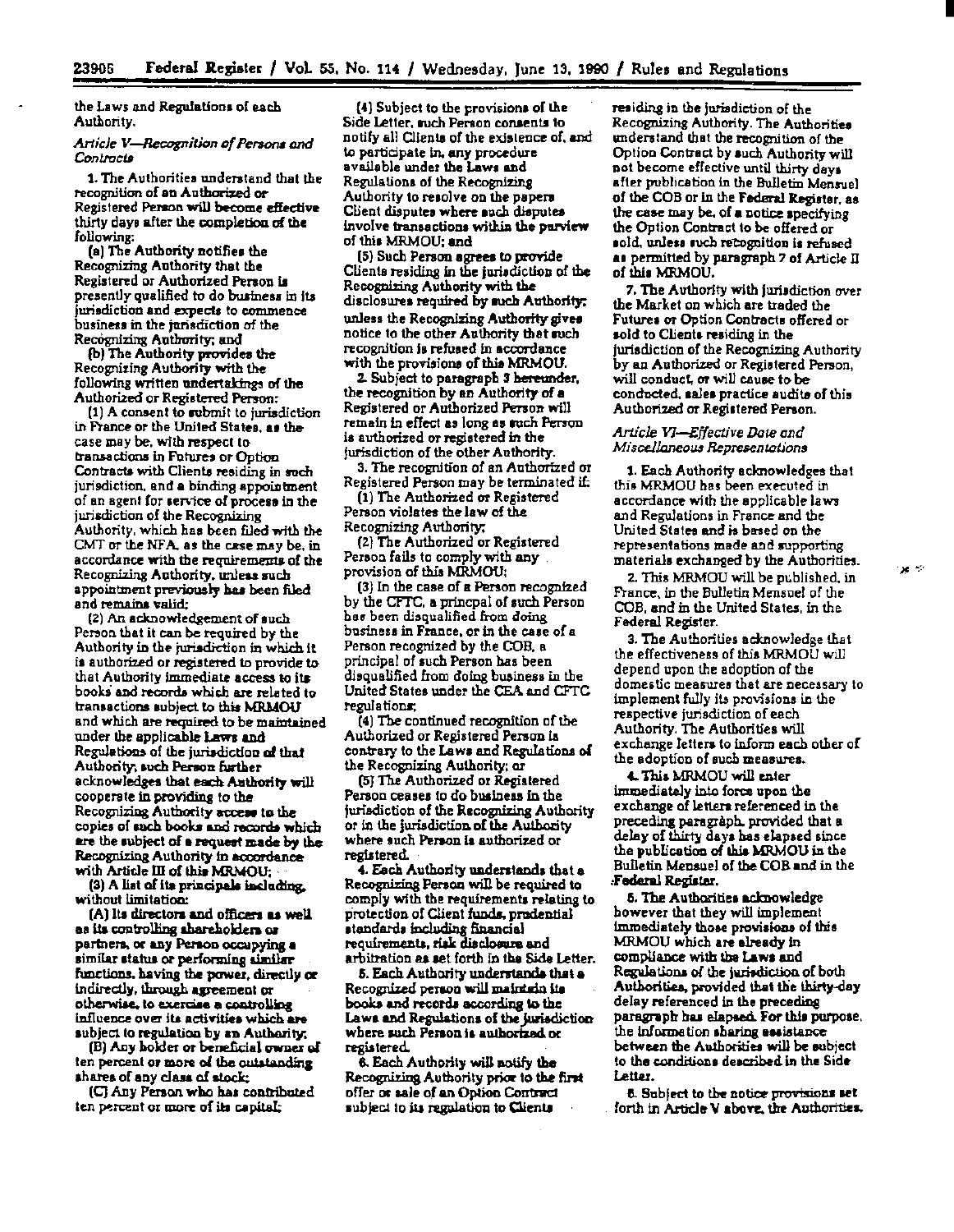the Laws and Regulations of each Authority.

*Article V—Recognition of Persons and Contracts*

1. The Authorities understand that the recognition of an Authorized or Registered Person will become effective thirty days after the completion of the following:

(a) The Authority notifies the Recognizing Authority that the Registered or Authorized Person is presently qualified to do business in its jurisdiction and expects to commence business in the jurisdiction of the Recognizing Authority; and

(b) The Authority provides the Recognizing Authority with the following written undertakings of the Authorized or Registered Person:

(1) A consent to submit to jurisdiction in France or the United States, as the case may be, with respect to transactions in Futures or Option Contracts with Clients residing in such jurisdiction, and a binding appointment of an agent for service of process in the jurisdiction of the Recognizing Authority, which has been filed with the CMT or the NFA, as the case may be, in accordance with the requirements of the Recognizing Authority, unless such appointment previously has been filed and remains valid;

(2) An acknowledgement of such Person that it can be required by the Authority in the jurisdiction in which it is authorized or registered to provide to that Authority immediate access to its books and records which are related to transactions subject to this MRMOU and which are required to be maintained under the applicable Laws and Regulations of the jurisdiction of that Authority; such Person further acknowledges that each Authority will cooperate in providing to the Recognizing Authority access to the copies of such books and records which are the subject of a request made by the Recognizing Authority in accordance with Article III of this MRMOU;

(3) A list of its principals including, without limitation:

(A) Its directors and officers as well as its controlling shareholders or partners, or any Person occupying a similar status or performing similar functions, having the power, directly or indirectly, through agreement or otherwise, to exercise a controlling influence over its activities which are subject to regulation by an Authority;

(B) Any holder or beneficial owner of ten percent or more of the outstanding shares of any class of stock;

(C) Any Person who has contributed ten percent or more of its capital;

(4) Subject to the provisions of the Side Letter, such Person consents to notify all Clients of the existence of, and to participate in, any procedure available under the Laws and Regulations of the Recognizing Authority to resolve on the papers Client disputes where such disputes involve transactions within the purview of this MRMOU; and

(5) Such Person agrees to provide Clients residing in the jurisdiction of the Recognizing Authority with the disclosures required by such Authority; unless the Recognizing Authority gives notice to the other Authority that such recognition is refused in accordance with the provisions of this MRMOU.

2. Subject to paragraph 3 hereunder, the recognition by an Authority of a Registered or Authorized Person will remain in effect as long as such Person is authorized or registered in the jurisdiction of the other Authority.

3. The recognition of an Authorized or Registered Person may be terminated if:

(1) The Authorized or Registered Person violates the law of the Recognizing Authority;

(2) The Authorized or Registered Person fails to comply with any provision of this MRMOU;

(3) In the case of a Person recognized by the CFTC, a principal of such Person has been disqualified from doing business in France, or in the case of a Person recognized by the COB, a principal of such Person has been disqualified from doing business in the United States under the CEA and CFTC regulations;

(4) The continued recognition of the Authorized or Registered Person is contrary to the Laws and Regulations of the Recognizing Authority; or

(5) The Authorized or Registered Person ceases to do business in the jurisdiction of the Recognizing Authority or in the jurisdiction of the Authority where such Person is authorized or registered.

4. Each Authority understands that a Recognizing Person will be required to comply with the requirements relating to protection of Client funds, prudential standards including financial requirements, risk disclosure and arbitration as set forth in the Side Letter.

5. Each Authority understands that a Recognized person will maintain its books and records according to the Laws and Regulations of the jurisdiction where such Person is authorized or registered.

6. Each Authority will notify the Recognizing Authority prior to the first offer or sale of an Option Contract subject to its regulation to Clients residing in the jurisdiction of the Recognizing Authority. The Authorities understand that the recognition of the Option Contract by such Authority will not become effective until thirty days after publication in the Bulletin Mensuel of the COB or in the Federal Register, as the case may be, of a notice specifying the Option Contract to be offered or sold, unless such recognition is refused as permitted by paragraph 7 of Article II of this MRMOU.

7. The Authority with jurisdiction over the Market on which are traded the Futures or Option Contracts offered or sold to Clients residing in the jurisdiction of the Recognizing Authority by an Authorized or Registered Person, will conduct, or will cause to be conducted, sales practice audits of this Authorized or Registered Person.

*Article VI—Effective Date and Miscellaneous Representations*

1. Each Authority acknowledges that this MRMOU has been executed in accordance with the applicable laws and Regulations in France and the United States and is based on the representations made and supporting materials exchanged by the Authorities.

2. This MRMOU will be published, in France, in the Bulletin Mensuel of the COB, and in the United States, in the Federal Register.

3. The Authorities acknowledge that the effectiveness of this MRMOU will depend upon the adoption of the domestic measures that are necessary to implement fully its provisions in the respective jurisdiction of each Authority. The Authorities will exchange letters to inform each other of the adoption of such measures.

4. This MRMOU will enter immediately into force upon the exchange of letters referenced in the preceding paragraph, provided that a delay of thirty days has elapsed since the publication of this MRMOU in the Bulletin Mensuel of the COB and in the Federal Register.

5. The Authorities acknowledge however that they will implement immediately those provisions of this MRMOU which are already in compliance with the Laws and Regulations of the jurisdiction of both Authorities, provided that the thirty-day delay referenced in the preceding paragraph has elapsed. For this purpose, the information sharing assistance between the Authorities will be subject to the conditions described in the Side Letter.

6. Subject to the notice provisions set forth in Article V above, the Authorities,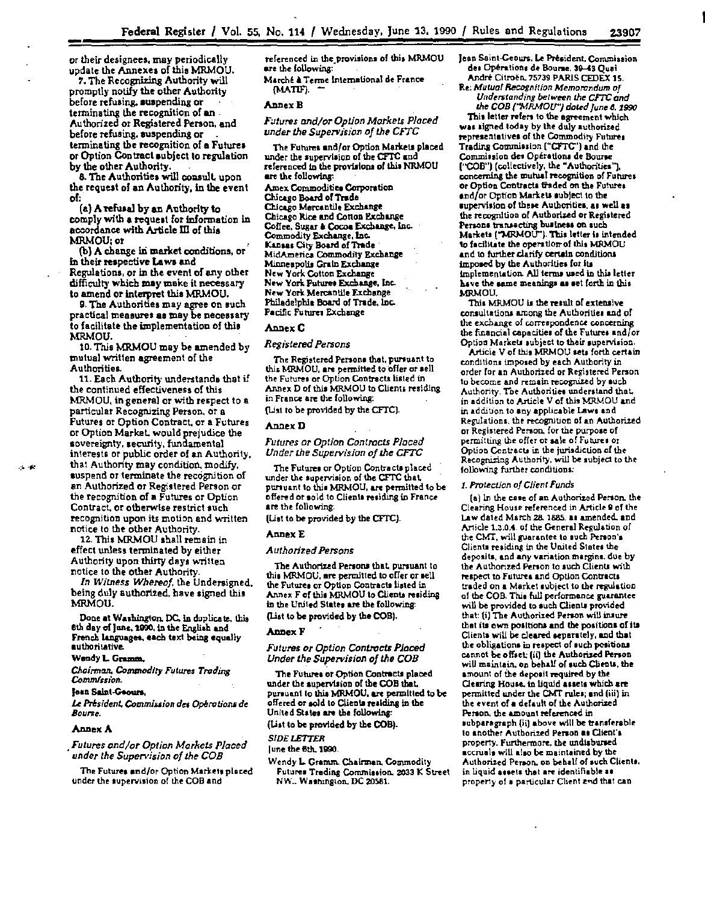or their designees, may periodically update the Annexes of this MRMOU.

7. The Recognizing Authority will promptly notify the other Authority before refusing, suspending or terminating the recognition of an Authorized or Registered Person, and before refusing, suspending or terminating the recognition of a Futures or Option Contract subject to regulation by the other Authority.

8. The Authorities will consult, upon the request of an Authority, in the event of:

(a) A refusal by an Authority to comply with a request for information in accordance with Article III of this MRMOU; or

(b) A change in market conditions, or in their respective Laws and Regulations, or in the event of any other difficulty which may make it necessary to amend or interpret this MRMOU.

9. The Authorities may agree on such practical measures as may be necessary to facilitate the implementation of this MRMOU.

10. This MRMOU may be amended by mutual written agreement of the Authorities.

11. Each Authority understands that if the continued effectiveness of this MRMOU, in general or with respect to a particular Recognizing Person, or a Futures or Option Contract, or a Futures or Option Market, would prejudice the sovereignty, security, fundamental interests or public order of an Authority, that Authority may condition, modify, suspend or terminate the recognition of an Authorized or Registered Person or the recognition of a Futures or Option Contract, or otherwise restrict such recognition upon its motion and written notice to the other Authority.

12. This MRMOU shall remain in effect unless terminated by either Authority upon thirty days written notice to the other Authority.

*In Witness Whereof,* the Undersigned, being duly authorized, have signed this MRMOU.

Done at Washington, DC, in duplicate, this 6th day of June, 1990, in the English and French languages, each text being equally authoritative.

**Wendy L. Gramm,**

*Chairman, Commodity Futures Trading Commission.*

**Jean Saint-Geours,**

*Le Président, Commission des Opérations de Bourse.*

## Annex A

### *Futures and/or Option Markets Placed under the Supervision of the COB*

The Futures and/or Option Markets placed under the supervision of the COB and referenced in the provisions of this MRMOU are the following:

Marché à Terme International de France (MATIF).

## Annex B

### *Futures and/or Option Markets Placed under the Supervision of the CFTC*

The Futures and/or Option Markets placed under the supervision of the CFTC and referenced in the provisions of this NRMOU are the following:

Amex Commodities Corporation
Chicago Board of Trade
Chicago Mercantile Exchange
Chicago Rice and Cotton Exchange
Coffee, Sugar & Cocoa Exchange, Inc.
Commodity Exchange, Inc.
Kansas City Board of Trade
MidAmerica Commodity Exchange
Minneapolis Grain Exchange
New York Cotton Exchange
New York Futures Exchange, Inc.
New York Mercantile Exchange
Philadelphia Board of Trade, Inc.
Pacific Futures Exchange

## Annex C

### *Registered Persons*

The Registered Persons that, pursuant to this MRMOU, are permitted to offer or sell the Futures or Option Contracts listed in Annex D of this MRMOU to Clients residing in France are the following:

(List to be provided by the CFTC).

## Annex D

### *Futures or Option Contracts Placed Under the Supervision of the CFTC*

The Futures or Option Contracts placed under the supervision of the CFTC that, pursuant to this MRMOU, are permitted to be offered or sold to Clients residing in France are the following:

(List to be provided by the CFTC).

## Annex E

### *Authorized Persons*

The Authorized Persons that, pursuant to this MRMOU, are permitted to offer or sell the Futures or Option Contracts listed in Annex F of this MRMOU to Clients residing in the United States are the following:

(List to be provided by the COB).

## Annex F

### *Futures or Option Contracts Placed Under the Supervision of the COB*

The Futures or Option Contracts placed under the supervision of the COB that, pursuant to this MRMOU, are permitted to be offered or sold to Clients residing in the United States are the following:

(List to be provided by the COB).

## *SIDE LETTER*

June the 6th, 1990.

Wendy L. Gramm, Chairman, Commodity Futures Trading Commission, 2033 K Street NW., Washington, DC 20581.

Jean Saint-Geours, Le Président, Commission des Opérations de Bourse, 39–43 Quai André Citroën, 75739 PARIS CEDEX 15.

Re: *Mutual Recognition Memorandum of Understanding between the CFTC and the COB ("MRMOU") dated June 6, 1990*

This letter refers to the agreement which was signed today by the duly authorized representatives of the Commodity Futures Trading Commission ("CFTC") and the Commission des Opérations de Bourse ("COB") (collectively, the "Authorities"), concerning the mutual recognition of Futures or Option Contracts traded on the Futures and/or Option Markets subject to the supervision of these Authorities, as well as the recognition of Authorized or Registered Persons transacting business on such Markets ("MRMOU"). This letter is intended to facilitate the operation of this MRMOU and to further clarify certain conditions imposed by the Authorities for its implementation. All terms used in this letter have the same meanings as set forth in this MRMOU.

This MRMOU is the result of extensive consultations among the Authorities and of the exchange of correspondence concerning the financial capacities of the Futures and/or Option Markets subject to their supervision.

Article V of this MRMOU sets forth certain conditions imposed by each Authority in order for an Authorized or Registered Person to become and remain recognized by such Authority. The Authorities understand that, in addition to Article V of this MRMOU and in addition to any applicable Laws and Regulations, the recognition of an Authorized or Registered Person, for the purpose of permitting the offer or sale of Futures or Option Contracts in the jurisdiction of the Recognizing Authority, will be subject to the following further conditions:

### *1. Protection of Client Funds*

(a) In the case of an Authorized Person, the Clearing House referenced in Article 9 of the Law dated March 28, 1885, as amended, and Article 1.3.0.4. of the General Regulation of the CMT, will guarantee to such Person's Clients residing in the United States the deposits, and any variation margins, due by the Authorized Person to such Clients with respect to Futures and Option Contracts traded on a Market subject to the regulation of the COB. This full performance guarantee will be provided to such Clients provided that: (i) The Authorized Person will insure that its own positions and the positions of its Clients will be cleared separately, and that the obligations in respect of such positions cannot be offset; (ii) the Authorized Person will maintain, on behalf of such Clients, the amount of the deposit required by the Clearing House, in liquid assets which are permitted under the CMT rules; and (iii) in the event of a default of the Authorized Person, the amount referenced in subparagraph (ii) above will be transferable to another Authorized Person as Client's property. Furthermore, the undisbursed accruals will also be maintained by the Authorized Person, on behalf of such Clients, in liquid assets that are identifiable as property of a particular Client and that can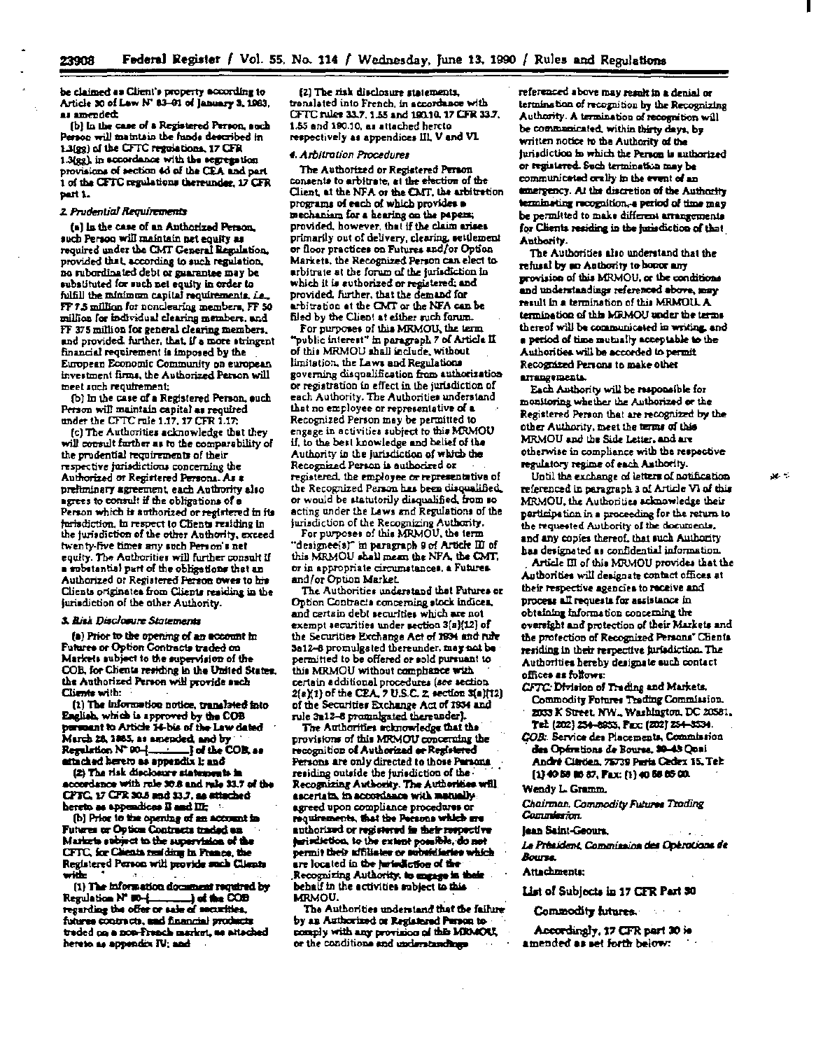be claimed as Client's property according to Article 30 of Law N° 83–01 of January 3, 1983, as amended;

(b) In the case of a Registered Person, such Person will maintain the funds described in 1.3(gg) of the CFTC regulations, 17 CFR 1.3(gg), in accordance with the segregation provisions of section 4d of the CEA and part 1 of the CFTC regulations thereunder, 17 CFR part 1.

*2. Prudential Requirements*

(a) In the case of an Authorized Person, such Person will maintain net equity as required under the CMT General Regulation, provided that, according to such regulation, no subordinated debt or guarantee may be substituted for such net equity in order to fulfill the minimum capital requirements, *i.e.*, FF 7.5 million for nonclearing members, FF 50 million for individual clearing members, and FF 375 million for general clearing members, and provided, further, that, if a more stringent financial requirement is imposed by the European Economic Community on european investment firms, the Authorized Person will meet such requirement;

(b) In the case of a Registered Person, such Person will maintain capital as required under the CFTC rule 1.17, 17 CFR 1.17;

(c) The Authorities acknowledge that they will consult further as to the comparability of the prudential requirements of their respective jurisdictions concerning the Authorized or Registered Persons. As a preliminary agreement, each Authority also agrees to consult if the obligations of a Person which is authorized or registered in its jurisdiction, in respect to Clients residing in the jurisdiction of the other Authority, exceed twenty-five times any such Person's net equity. The Authorities will further consult if a substantial part of the obligations that an Authorized or Registered Person owes to his Clients originates from Clients residing in the jurisdiction of the other Authority.

*3. Risk Disclosure Statements*

(a) Prior to the opening of an account in Futures or Option Contracts traded on Markets subject to the supervision of the COB, for Clients residing in the United States, the Authorized Person will provide such Clients with:

(1) The information notice, translated into English, which is approved by the COB pursuant to Article 14-bis of the Law dated March 28, 1885, as amended, and by Regulation N° 90–[______] of the COB, as attached hereto as appendix I; and

(2) The risk disclosure statements in accordance with rule 30.6 and rule 33.7 of the CFTC, 17 CFR 30.6 and 33.7, as attached hereto as appendices II and III;

(b) Prior to the opening of an account in Futures or Option Contracts traded on Markets subject to the supervision of the CFTC, for Clients residing in France, the Registered Person will provide such Clients with:

(1) The information document required by Regulation N° 90–[______] of the COB regarding the offer or sale of securities, futures contracts, and financial products traded on a non-French market, as attached hereto as appendix IV; and

(2) The risk disclosure statements, translated into French, in accordance with CFTC rules 33.7, 1.55 and 190.10, 17 CFR 33.7, 1.55 and 190.10, as attached hereto respectively as appendices III, V and VI.

*4. Arbitration Procedures*

The Authorized or Registered Person consents to arbitrate, at the election of the Client, at the NFA or the CMT, the arbitration programs of each of which provides a mechanism for a hearing on the papers; provided, however, that if the claim arises primarily out of delivery, clearing, settlement or floor practices on Futures and/or Option Markets, the Recognized Person can elect to arbitrate at the forum of the jurisdiction in which it is authorized or registered; and provided, further, that the demand for arbitration at the CMT or the NFA can be filed by the Client at either such forum.

For purposes of this MRMOU, the term "public interest" in paragraph 7 of Article II of this MRMOU shall include, without limitation, the Laws and Regulations governing disqualification from authorization or registration in effect in the jurisdiction of each Authority. The Authorities understand that no employee or representative of a Recognized Person may be permitted to engage in activities subject to this MRMOU if, to the best knowledge and belief of the Authority in the jurisdiction of which the Recognized Person is authorized or registered, the employee or representative of the Recognized Person has been disqualified, or would be statutorily disqualified, from so acting under the Laws and Regulations of the jurisdiction of the Recognizing Authority.

For purposes of this MRMOU, the term "designee(s)" in paragraph 9 of Article III of this MRMOU shall mean the NFA, the CMT, or in appropriate circumstances, a Futures and/or Option Market.

The Authorities understand that Futures or Option Contracts concerning stock indices, and certain debt securities which are not exempt securities under section 3(a)(12) of the Securities Exchange Act of 1934 and rule 3a12–8 promulgated thereunder, may not be permitted to be offered or sold pursuant to this MRMOU without compliance with certain additional procedures (*see* section 2(a)(1) of the CEA, 7 U.S.C. 2, section 3(a)(12) of the Securities Exchange Act of 1934 and rule 3a12–8 promulgated thereunder).

The Authorities acknowledge that the provisions of this MRMOU concerning the recognition of Authorized or Registered Persons are only directed to those Persons residing outside the jurisdiction of the Recognizing Authority. The Authorities will ascertain, in accordance with mutually agreed upon compliance procedures or requirements, that the Persons which are authorized or registered in their respective jurisdiction, to the extent possible, do not permit their affiliates or subsidiaries which are located in the jurisdiction of the Recognizing Authority, to engage in their behalf in the activities subject to this MRMOU.

The Authorities understand that the failure by an Authorized or Registered Person to comply with any provision of this MRMOU, or the conditions and understandings referenced above may result in a denial or termination of recognition by the Recognizing Authority. A termination of recognition will be communicated, within thirty days, by written notice to the Authority of the jurisdiction in which the Person is authorized or registered. Such termination may be communicated orally in the event of an emergency. At the discretion of the Authority terminating recognition, a period of time may be permitted to make different arrangements for Clients residing in the jurisdiction of that Authority.

The Authorities also understand that the refusal by an Authority to honor any provision of this MRMOU, or the conditions and understandings referenced above, may result in a termination of this MRMOU. A termination of this MRMOU under the terms thereof will be communicated in writing, and a period of time mutually acceptable to the Authorities will be accorded to permit Recognized Persons to make other arrangements.

Each Authority will be responsible for monitoring whether the Authorized or the Registered Person that are recognized by the other Authority, meet the terms of this MRMOU and the Side Letter, and are otherwise in compliance with the respective regulatory regime of each Authority.

Until the exchange of letters of notification referenced in paragraph 3 of Article VI of this MRMOU, the Authorities acknowledge their participation in a proceeding for the return to the requested Authority of the documents, and any copies thereof, that such Authority has designated as confidential information.

Article III of this MRMOU provides that the Authorities will designate contact offices at their respective agencies to receive and process all requests for assistance in obtaining information concerning the oversight and protection of their Markets and the protection of Recognized Persons' Clients residing in their respective jurisdiction. The Authorities hereby designate such contact offices as follows:

*CFTC:* Division of Trading and Markets, Commodity Futures Trading Commission, 2033 K Street, NW., Washington, DC 20581, Tel: (202) 254–8955, Fax: (202) 254–8534.

*COB:* Service des Placements, Commission des Opérations de Bourse, 39–43 Quai André Citroën, 75739 Paris Cedex 15, Tel: (1) 40 58 65 67, Fax: (1) 40 58 65 00.

Wendy L. Gramm,

*Chairman, Commodity Futures Trading Commission.*

Jean Saint-Geours,

*Le Président, Commission des Opérations de Bourse.*

Attachments:

## List of Subjects in 17 CFR Part 30

Commodity futures.

Accordingly, 17 CFR part 30 is amended as set forth below: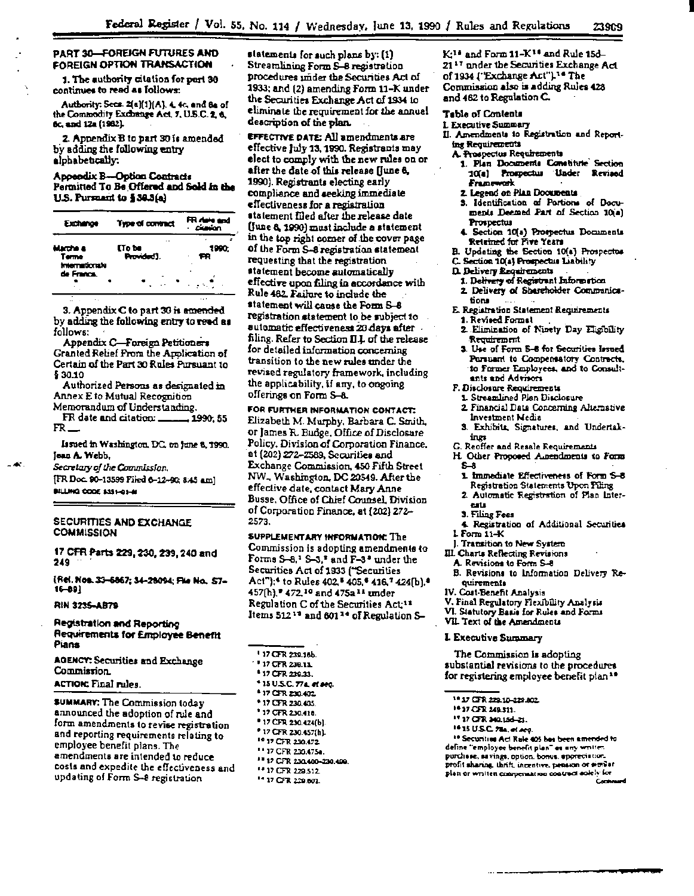## PART 30—FOREIGN FUTURES AND FOREIGN OPTION TRANSACTION

1. The authority citation for part 30 continues to read as follows:

Authority: Secs. 2(a)(1)(A), 4, 4c, and 8a of the Commodity Exchange Act, 7. U.S.C. 2, 6, 6c, and 12a (1982).

2. Appendix B to part 30 is amended by adding the following entry alphabetically:

### Appendix B—Option Contracts Permitted To Be Offered and Sold in the U.S. Pursuant to § 30.3(a)

| Exchange | Type of contract | FR date and citation |
|---|---|---|
| Marche a Terme International de France. | [To be Provided]. | 1990; FR |
| * | * | * |

3. Appendix C to part 30 is amended by adding the following entry to read as follows:

Appendix C—Foreign Petitioners Granted Relief From the Application of Certain of the Part 30 Rules Pursuant to § 30.10

Authorized Persons as designated in Annex E to Mutual Recognition Memorandum of Understanding.

FR date and citation: \_\_\_\_\_\_, 1990; 55 FR \_\_\_

Issued in Washington, DC on June 8, 1990.

Jean A. Webb,

*Secretary of the Commission.*

[FR Doc. 90-13599 Filed 6-12-90; 8:45 am]

BILLING CODE 6351-01-M

---

## SECURITIES AND EXCHANGE COMMISSION

### 17 CFR Parts 229, 230, 239, 240 and 249

[Rel. Nos. 33-6867; 34-28094; File No. S7-16-89]

RIN 3235-AB79

### Registration and Reporting Requirements for Employee Benefit Plans

**AGENCY:** Securities and Exchange Commission.

**ACTION:** Final rules.

**SUMMARY:** The Commission today announced the adoption of rule and form amendments to revise registration and reporting requirements relating to employee benefit plans. The amendments are intended to reduce costs and expedite the effectiveness and updating of Form S-8 registration statements for such plans by: (1) Streamlining Form S-8 registration procedures under the Securities Act of 1933; and (2) amending Form 11-K under the Securities Exchange Act of 1934 to eliminate the requirement for the annual description of the plan.

**EFFECTIVE DATE:** All amendments are effective July 13, 1990. Registrants may elect to comply with the new rules on or after the date of this release (June 6, 1990). Registrants electing early compliance and seeking immediate effectiveness for a registration statement filed after the release date (June 6, 1990) must include a statement in the top right corner of the cover page of the Form S-8 registration statement requesting that the registration statement become automatically effective upon filing in accordance with Rule 462. Failure to include the statement will cause the Form S-8 registration statement to be subject to automatic effectiveness 20 days after filing. Refer to Section II.J. of the release for detailed information concerning transition to the new rules under the revised regulatory framework, including the applicability, if any, to ongoing offerings on Form S-8.

**FOR FURTHER INFORMATION CONTACT:** Elizabeth M. Murphy, Barbara C. Smith, or James R. Budge, Office of Disclosure Policy, Division of Corporation Finance, at (202) 272-2589, Securities and Exchange Commission, 450 Fifth Street NW., Washington, DC 20549. After the effective date, contact Mary Anne Busse, Office of Chief Counsel, Division of Corporation Finance, at (202) 272-2573.

**SUPPLEMENTARY INFORMATION:** The Commission is adopting amendments to Forms S-8,[1] S-3,[2] and F-3[3] under the Securities Act of 1933 ("Securities Act");[4] to Rules 402,[5] 405,[6] 416,[7] 424(b),[8] 457(h),[9] 472,[10] and 475a[11] under Regulation C of the Securities Act;[12] Items 512[13] and 601[14] of Regulation S-K;[15] and Form 11-K[16] and Rule 15d-21[17] under the Securities Exchange Act of 1934 ("Exchange Act").[18] The Commission also is adding Rules 428 and 462 to Regulation C.

**Table of Contents**

I. Executive Summary
II. Amendments to Registration and Reporting Requirements
 A. Prospectus Requirements
  1. Plan Documents Constitute Section 10(a) Prospectus Under Revised Framework
  2. Legend on Plan Documents
  3. Identification of Portions of Documents Deemed Part of Section 10(a) Prospectus
  4. Section 10(a) Prospectus Documents Retained for Five Years
 B. Updating the Section 10(a) Prospectus
 C. Section 10(a) Prospectus Liability
 D. Delivery Requirements
  1. Delivery of Registrant Information
  2. Delivery of Shareholder Communications
 E. Registration Statement Requirements
  1. Revised Format
  2. Elimination of Ninety Day Eligibility Requirement
  3. Use of Form S-8 for Securities Issued Pursuant to Compensatory Contracts, to Former Employees, and to Consultants and Advisors
 F. Disclosure Requirements
  1. Streamlined Plan Disclosure
  2. Financial Data Concerning Alternative Investment Media
  3. Exhibits, Signatures, and Undertakings
 G. Reoffer and Resale Requirements
 H. Other Proposed Amendments to Form S-8
  1. Immediate Effectiveness of Form S-8 Registration Statements Upon Filing
  2. Automatic Registration of Plan Interests
  3. Filing Fees
  4. Registration of Additional Securities
 I. Form 11-K
 J. Transition to New System
III. Charts Reflecting Revisions
 A. Revisions to Form S-8
 B. Revisions to Information Delivery Requirements
IV. Cost-Benefit Analysis
V. Final Regulatory Flexibility Analysis
VI. Statutory Basis for Rules and Forms
VII. Text of the Amendments

## I. Executive Summary

The Commission is adopting substantial revisions to the procedures for registering employee benefit plan[19]

---

[1] 17 CFR 239.16b.
[2] 17 CFR 239.13.
[3] 17 CFR 239.33.
[4] 15 U.S.C. 77a, *et seq.*
[5] 17 CFR 230.402.
[6] 17 CFR 230.405.
[7] 17 CFR 230.416.
[8] 17 CFR 230.424(b).
[9] 17 CFR 230.457(h).
[10] 17 CFR 230.472.
[11] 17 CFR 230.475a.
[12] 17 CFR 230.400-230.499.
[13] 17 CFR 229.512.
[14] 17 CFR 229.601.
[15] 17 CFR 229.10-229.802.
[16] 17 CFR 249.311.
[17] 17 CFR 240.15d-21.
[18] 15 U.S.C. 78a, *et seq.*
[19] Securities Act Rule 405 has been amended to define "employee benefit plan" as any written purchase, savings, option, bonus, appreciation, profit sharing, thrift, incentive, pension or similar plan or written compensation contract solely for

Continued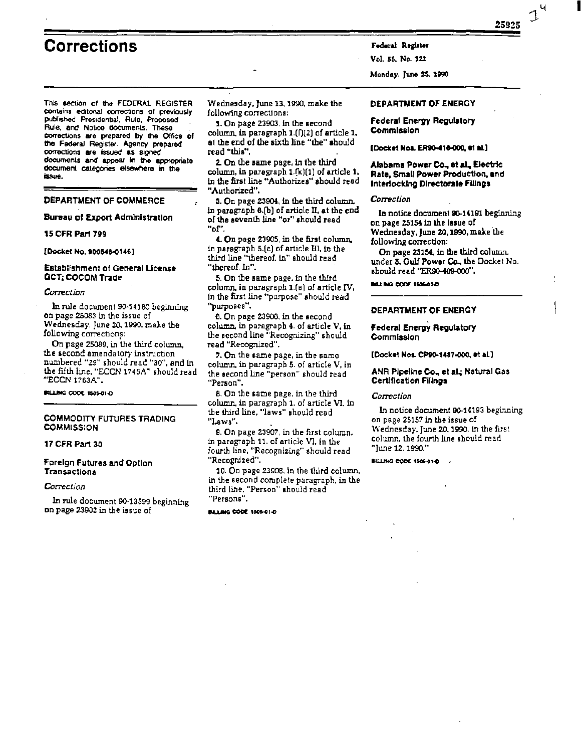# Corrections

This section of the FEDERAL REGISTER contains editorial corrections of previously published Presidential, Rule, Proposed Rule, and Notice documents. These corrections are prepared by the Office of the Federal Register. Agency prepared corrections are issued as signed documents and appear in the appropriate document categories elsewhere in the issue.

## DEPARTMENT OF COMMERCE

### Bureau of Export Administration

### 15 CFR Part 799

**[Docket No. 900646-0146]**

### Establishment of General License GCT; COCOM Trade

*Correction*

In rule document 90-14160 beginning on page 25083 in the issue of Wednesday, June 20, 1990, make the following corrections:

On page 25089, in the third column, the second amendatory instruction numbered "29" should read "30", and in the fifth line, "ECCN 1746A" should read "ECCN 1763A".

BILLING CODE 1505-01-D

## COMMODITY FUTURES TRADING COMMISSION

### 17 CFR Part 30

### Foreign Futures and Option Transactions

*Correction*

In rule document 90-13599 beginning on page 23902 in the issue of Wednesday, June 13, 1990, make the following corrections:

1. On page 23903, in the second column, in paragraph 1.(f)(2) of article 1, at the end of the sixth line "the" should read "this".

2. On the same page, in the third column, in paragraph 1.(k)(1) of article 1, in the first line "Authorizes" should read "Authorized".

3. On page 23904, in the third column, in paragraph 6.(b) of article II, at the end of the seventh line "or" should read "of".

4. On page 23905, in the first column, in paragraph 5.(c) of article III, in the third line "thereof, In" should read "thereof. In".

5. On the same page, in the third column, in paragraph 1.(a) of article IV, in the first line "purpose" should read "purposes".

6. On page 23906, in the second column, in paragraph 4. of article V, in the second line "Recognizing" should read "Recognized".

7. On the same page, in the same column, in paragraph 5. of article V, in the second line "person" should read "Person".

8. On the same page, in the third column, in paragraph 1. of article VI, in the third line, "laws" should read "Laws".

9. On page 23907, in the first column, in paragraph 11. of article VI, in the fourth line, "Recognizing" should read "Recognized".

10. On page 23908, in the third column, in the second complete paragraph, in the third line, "Person" should read "Persons".

BILLING CODE 1505-01-D

## DEPARTMENT OF ENERGY

### Federal Energy Regulatory Commission

**[Docket Nos. ER90-416-000, et al.]**

### Alabama Power Co., et al., Electric Rate, Small Power Production, and Interlocking Directorate Filings

*Correction*

In notice document 90-14191 beginning on page 25154 in the issue of Wednesday, June 20, 1990, make the following correction:

On page 25154, in the third column, under 5. Gulf Power Co., the Docket No. should read "ER90-409-000".

BILLING CODE 1505-01-D

## DEPARTMENT OF ENERGY

### Federal Energy Regulatory Commission

**[Docket Nos. CP90-1487-000, et al.]**

### ANR Pipeline Co., et al.; Natural Gas Certification Filings

*Correction*

In notice document 90-14193 beginning on page 25157 in the issue of Wednesday, June 20, 1990, in the first column, the fourth line should read "June 12, 1990."

BILLING CODE 1505-01-D